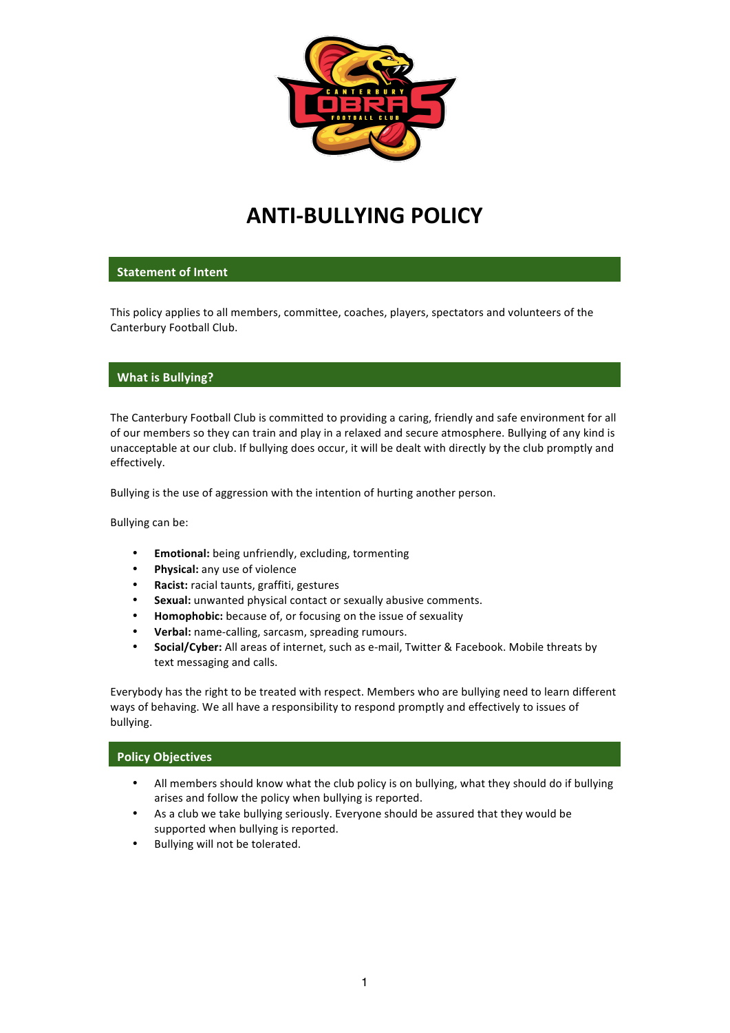# ANTI-BULLYING POLICY

## Statement of Intent

This policy applies to all members, committee, coaches, players, spectators and volunteers of the Canterbury Football Club.

## What is Bullying?

The Canterbury Football Club is committed to providing a caring, friendly and safe environment for all of our members so they can train and play in a relaxed and secure atmosphere. Bullying of any kind is unacceptable at our club. If bullying does occur, it will be dealt with directly by the club promptly and effectively.

Bullying is the use of aggression with the intention of hurting another person.

Bullying can be:

- **Emotional:** being unfriendly, excluding, tormenting
- **Physical:** any use of violence
- **Racist:** racial taunts, graffiti, gestures
- **Sexual:** unwanted physical contact or sexually abusive comments.
- **Homophobic:** because of, or focusing on the issue of sexuality
- **Verbal:** name-calling, sarcasm, spreading rumours.
- **Social/Cyber:** All areas of internet, such as e-mail, Twitter & Facebook. Mobile threats by text messaging and calls.

Everybody has the right to be treated with respect. Members who are bullying need to learn different ways of behaving. We all have a responsibility to respond promptly and effectively to issues of bullying.

## Policy Objectives

- All members should know what the club policy is on bullying, what they should do if bullying arises and follow the policy when bullying is reported.
- As a club we take bullying seriously. Everyone should be assured that they would be supported when bullying is reported.
- Bullying will not be tolerated.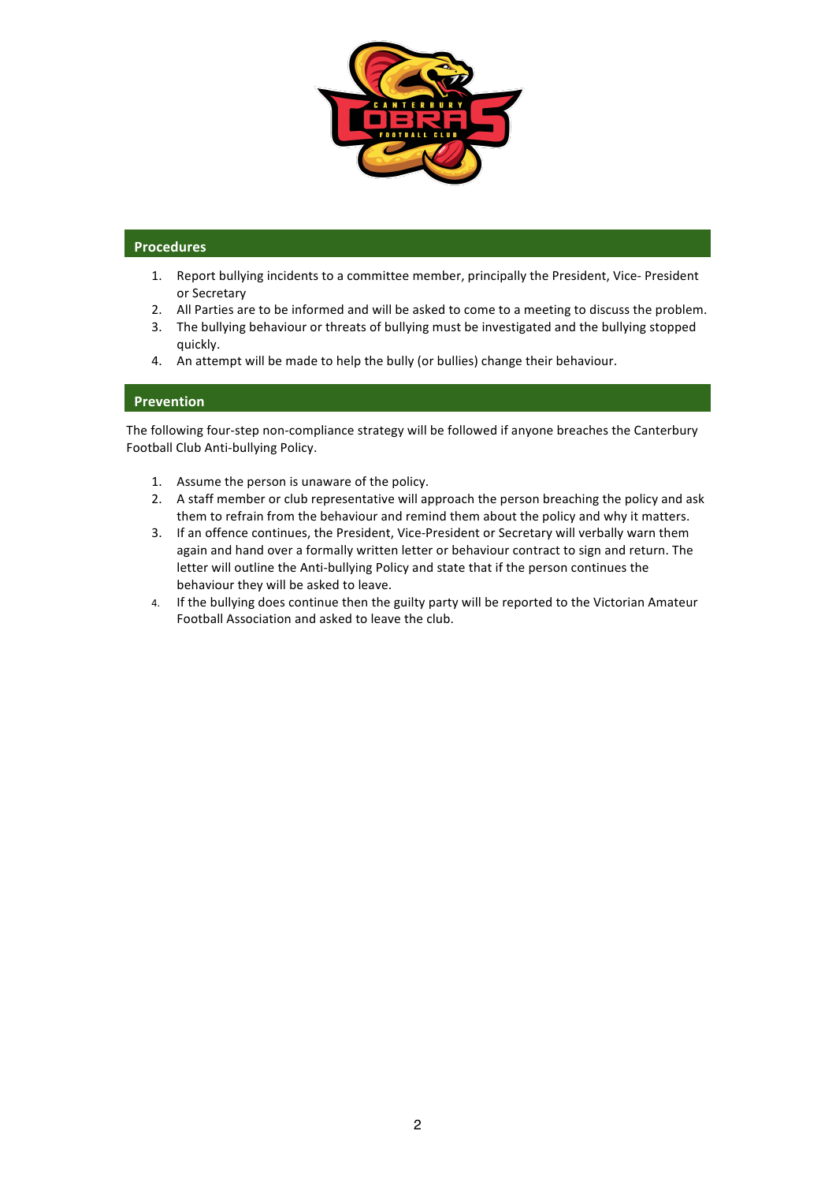## Procedures

1. Report bullying incidents to a committee member, principally the President, Vice- President or Secretary
2. All Parties are to be informed and will be asked to come to a meeting to discuss the problem.
3. The bullying behaviour or threats of bullying must be investigated and the bullying stopped quickly.
4. An attempt will be made to help the bully (or bullies) change their behaviour.

## Prevention

The following four-step non-compliance strategy will be followed if anyone breaches the Canterbury Football Club Anti-bullying Policy.

1. Assume the person is unaware of the policy.
2. A staff member or club representative will approach the person breaching the policy and ask them to refrain from the behaviour and remind them about the policy and why it matters.
3. If an offence continues, the President, Vice-President or Secretary will verbally warn them again and hand over a formally written letter or behaviour contract to sign and return. The letter will outline the Anti-bullying Policy and state that if the person continues the behaviour they will be asked to leave.
4. If the bullying does continue then the guilty party will be reported to the Victorian Amateur Football Association and asked to leave the club.